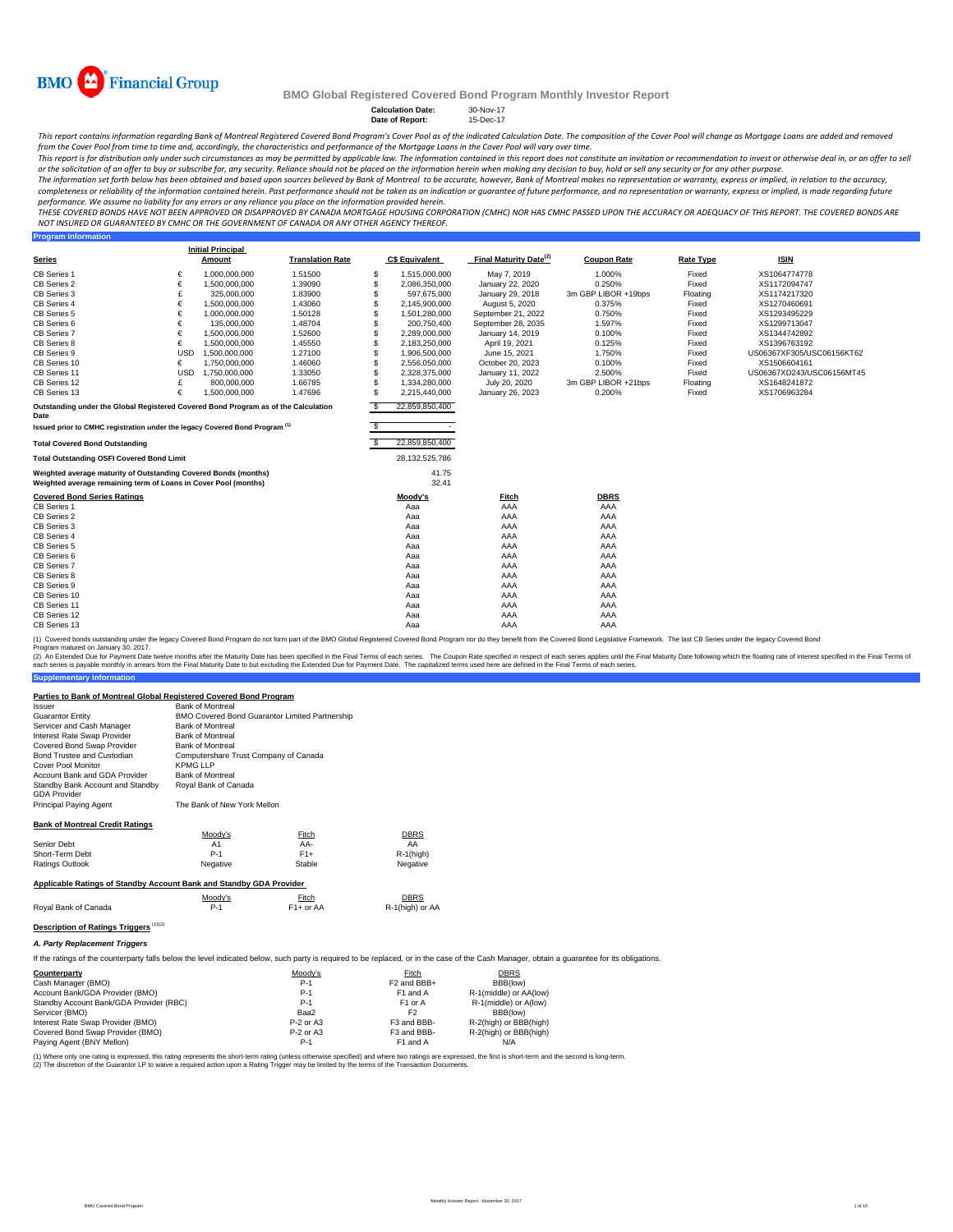BMO Financial Group

# BMO Global Registered Covered Bond Program Monthly Investor Report

**Calculation Date:** 30-Nov-17
**Date of Report:** 15-Dec-17

*This report contains information regarding Bank of Montreal Registered Covered Bond Program's Cover Pool as of the indicated Calculation Date. The composition of the Cover Pool will change as Mortgage Loans are added and removed from the Cover Pool from time to time and, accordingly, the characteristics and performance of the Mortgage Loans in the Cover Pool will vary over time.*

*This report is for distribution only under such circumstances as may be permitted by applicable law. The information contained in this report does not constitute an invitation or recommendation to invest or otherwise deal in, or an offer to sell or the solicitation of an offer to buy or subscribe for, any security. Reliance should not be placed on the information herein when making any decision to buy, hold or sell any security or for any other purpose.*

*The information set forth below has been obtained and based upon sources believed by Bank of Montreal to be accurate, however, Bank of Montreal makes no representation or warranty, express or implied, in relation to the accuracy, completeness or reliability of the information contained herein. Past performance should not be taken as an indication or guarantee of future performance, and no representation or warranty, express or implied, is made regarding future performance. We assume no liability for any errors or any reliance you place on the information provided herein.*

*THESE COVERED BONDS HAVE NOT BEEN APPROVED OR DISAPPROVED BY CANADA MORTGAGE HOUSING CORPORATION (CMHC) NOR HAS CMHC PASSED UPON THE ACCURACY OR ADEQUACY OF THIS REPORT. THE COVERED BONDS ARE NOT INSURED OR GUARANTEED BY CMHC OR THE GOVERNMENT OF CANADA OR ANY OTHER AGENCY THEREOF.*

## Program Information

| Series | | Initial Principal Amount | Translation Rate | C$ Equivalent | Final Maturity Date[2] | Coupon Rate | Rate Type | ISIN |
|---|---|---|---|---|---|---|---|---|
| CB Series 1 | € | 1,000,000,000 | 1.51500 | $ 1,515,000,000 | May 7, 2019 | 1.000% | Fixed | XS1064774778 |
| CB Series 2 | € | 1,500,000,000 | 1.39090 | $ 2,086,350,000 | January 22, 2020 | 0.250% | Fixed | XS1172094747 |
| CB Series 3 | £ | 325,000,000 | 1.83900 | $ 597,675,000 | January 29, 2018 | 3m GBP LIBOR +19bps | Floating | XS1174217320 |
| CB Series 4 | € | 1,500,000,000 | 1.43060 | $ 2,145,900,000 | August 5, 2020 | 0.375% | Fixed | XS1270460691 |
| CB Series 5 | € | 1,000,000,000 | 1.50128 | $ 1,501,280,000 | September 21, 2022 | 0.750% | Fixed | XS1293495229 |
| CB Series 6 | € | 135,000,000 | 1.48704 | $ 200,750,400 | September 28, 2035 | 1.597% | Fixed | XS1299713047 |
| CB Series 7 | € | 1,500,000,000 | 1.52600 | $ 2,289,000,000 | January 14, 2019 | 0.100% | Fixed | XS1344742892 |
| CB Series 8 | € | 1,500,000,000 | 1.45550 | $ 2,183,250,000 | April 19, 2021 | 0.125% | Fixed | XS1396763192 |
| CB Series 9 | USD | 1,500,000,000 | 1.27100 | $ 1,906,500,000 | June 15, 2021 | 1.750% | Fixed | US06367XF305/USC06156KT62 |
| CB Series 10 | € | 1,750,000,000 | 1.46060 | $ 2,556,050,000 | October 20, 2023 | 0.100% | Fixed | XS1506604161 |
| CB Series 11 | USD | 1,750,000,000 | 1.33050 | $ 2,328,375,000 | January 11, 2022 | 2.500% | Fixed | US06367XD243/USC06156MT45 |
| CB Series 12 | £ | 800,000,000 | 1.66785 | $ 1,334,280,000 | July 20, 2020 | 3m GBP LIBOR +21bps | Floating | XS1648241872 |
| CB Series 13 | € | 1,500,000,000 | 1.47696 | $ 2,215,440,000 | January 26, 2023 | 0.200% | Fixed | XS1706963284 |

| | |
|---|---|
| Outstanding under the Global Registered Covered Bond Program as of the Calculation Date | $ 22,859,850,400 |
| Issued prior to CMHC registration under the legacy Covered Bond Program [1] | $ - |
| **Total Covered Bond Outstanding** | $ 22,859,850,400 |
| **Total Outstanding OSFI Covered Bond Limit** | 28,132,525,786 |
| **Weighted average maturity of Outstanding Covered Bonds (months)** | 41.75 |
| **Weighted average remaining term of Loans in Cover Pool (months)** | 32.41 |

| Covered Bond Series Ratings | Moody's | Fitch | DBRS |
|---|---|---|---|
| CB Series 1 | Aaa | AAA | AAA |
| CB Series 2 | Aaa | AAA | AAA |
| CB Series 3 | Aaa | AAA | AAA |
| CB Series 4 | Aaa | AAA | AAA |
| CB Series 5 | Aaa | AAA | AAA |
| CB Series 6 | Aaa | AAA | AAA |
| CB Series 7 | Aaa | AAA | AAA |
| CB Series 8 | Aaa | AAA | AAA |
| CB Series 9 | Aaa | AAA | AAA |
| CB Series 10 | Aaa | AAA | AAA |
| CB Series 11 | Aaa | AAA | AAA |
| CB Series 12 | Aaa | AAA | AAA |
| CB Series 13 | Aaa | AAA | AAA |

(1) Covered bonds outstanding under the legacy Covered Bond Program do not form part of the BMO Global Registered Covered Bond Program nor do they benefit from the Covered Bond Legislative Framework. The last CB Series under the legacy Covered Bond Program matured on January 30, 2017.

(2) An Extended Due for Payment Date twelve months after the Maturity Date has been specified in the Final Terms of each series. The Coupon Rate specified in respect of each series applies until the Final Maturity Date following which the floating rate of interest specified in the Final Terms of each series is payable monthly in arrears from the Final Maturity Date to but excluding the Extended Due for Payment Date. The capitalized terms used here are defined in the Final Terms of each series.

## Supplementary Information

### Parties to Bank of Montreal Global Registered Covered Bond Program

| | |
|---|---|
| Issuer | Bank of Montreal |
| Guarantor Entity | BMO Covered Bond Guarantor Limited Partnership |
| Servicer and Cash Manager | Bank of Montreal |
| Interest Rate Swap Provider | Bank of Montreal |
| Covered Bond Swap Provider | Bank of Montreal |
| Bond Trustee and Custodian | Computershare Trust Company of Canada |
| Cover Pool Monitor | KPMG LLP |
| Account Bank and GDA Provider | Bank of Montreal |
| Standby Bank Account and Standby GDA Provider | Royal Bank of Canada |
| Principal Paying Agent | The Bank of New York Mellon |

### Bank of Montreal Credit Ratings

| | Moody's | Fitch | DBRS |
|---|---|---|---|
| Senior Debt | A1 | AA- | AA |
| Short-Term Debt | P-1 | F1+ | R-1(high) |
| Ratings Outlook | Negative | Stable | Negative |

### Applicable Ratings of Standby Account Bank and Standby GDA Provider

| | Moody's | Fitch | DBRS |
|---|---|---|---|
| Royal Bank of Canada | P-1 | F1+ or AA | R-1(high) or AA |

### Description of Ratings Triggers [1][2]

#### A. Party Replacement Triggers

If the ratings of the counterparty falls below the level indicated below, such party is required to be replaced, or in the case of the Cash Manager, obtain a guarantee for its obligations.

| Counterparty | Moody's | Fitch | DBRS |
|---|---|---|---|
| Cash Manager (BMO) | P-1 | F2 and BBB+ | BBB(low) |
| Account Bank/GDA Provider (BMO) | P-1 | F1 and A | R-1(middle) or AA(low) |
| Standby Account Bank/GDA Provider (RBC) | P-1 | F1 or A | R-1(middle) or A(low) |
| Servicer (BMO) | Baa2 | F2 | BBB(low) |
| Interest Rate Swap Provider (BMO) | P-2 or A3 | F3 and BBB- | R-2(high) or BBB(high) |
| Covered Bond Swap Provider (BMO) | P-2 or A3 | F3 and BBB- | R-2(high) or BBB(high) |
| Paying Agent (BNY Mellon) | P-1 | F1 and A | N/A |

(1) Where only one rating is expressed, this rating represents the short-term rating (unless otherwise specified) and where two ratings are expressed, the first is short-term and the second is long-term.
(2) The discretion of the Guarantor LP to waive a required action upon a Rating Trigger may be limited by the terms of the Transaction Documents.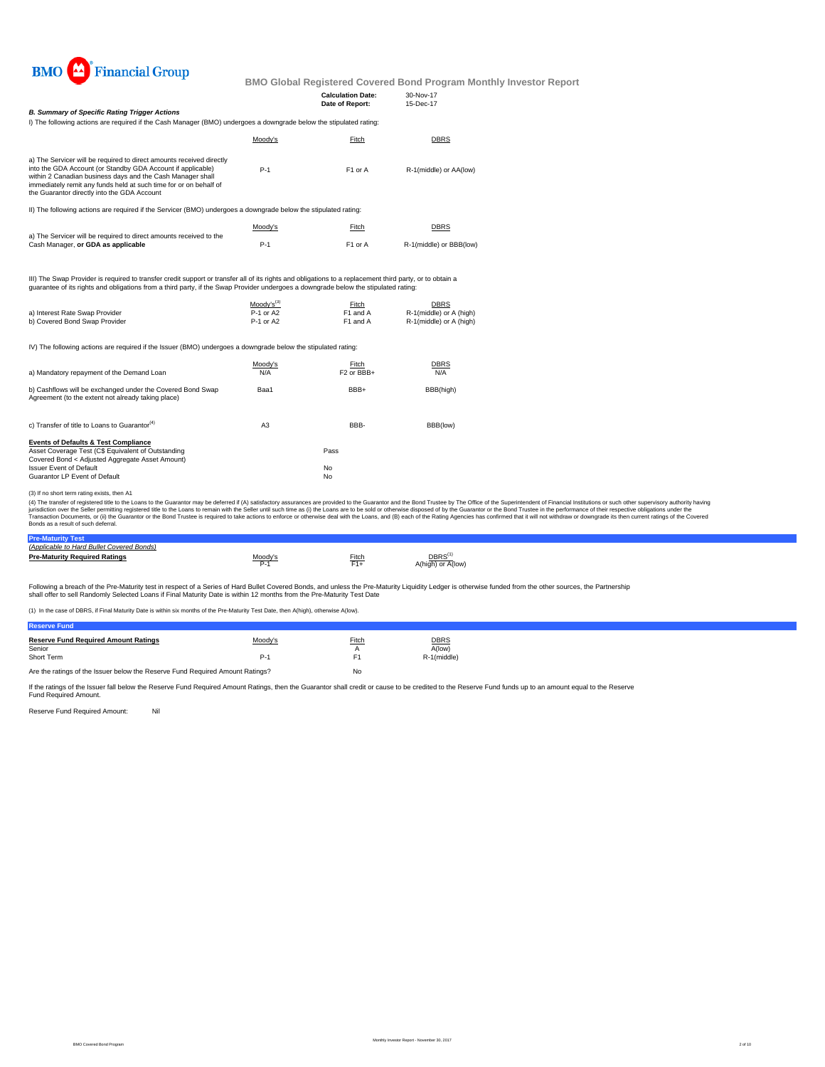BMO Financial Group

**BMO Global Registered Covered Bond Program Monthly Investor Report**

**Calculation Date:** 30-Nov-17
**Date of Report:** 15-Dec-17

***B. Summary of Specific Rating Trigger Actions***

I) The following actions are required if the Cash Manager (BMO) undergoes a downgrade below the stipulated rating:

| | Moody's | Fitch | DBRS |
|---|---|---|---|
| a) The Servicer will be required to direct amounts received directly into the GDA Account (or Standby GDA Account if applicable) within 2 Canadian business days and the Cash Manager shall immediately remit any funds held at such time for or on behalf of the Guarantor directly into the GDA Account | P-1 | F1 or A | R-1(middle) or AA(low) |

II) The following actions are required if the Servicer (BMO) undergoes a downgrade below the stipulated rating:

| | Moody's | Fitch | DBRS |
|---|---|---|---|
| a) The Servicer will be required to direct amounts received to the Cash Manager, **or GDA as applicable** | P-1 | F1 or A | R-1(middle) or BBB(low) |

III) The Swap Provider is required to transfer credit support or transfer all of its rights and obligations to a replacement third party, or to obtain a guarantee of its rights and obligations from a third party, if the Swap Provider undergoes a downgrade below the stipulated rating:

| | Moody's[3] | Fitch | DBRS |
|---|---|---|---|
| a) Interest Rate Swap Provider | P-1 or A2 | F1 and A | R-1(middle) or A (high) |
| b) Covered Bond Swap Provider | P-1 or A2 | F1 and A | R-1(middle) or A (high) |

IV) The following actions are required if the Issuer (BMO) undergoes a downgrade below the stipulated rating:

| | Moody's | Fitch | DBRS |
|---|---|---|---|
| a) Mandatory repayment of the Demand Loan | N/A | F2 or BBB+ | N/A |
| b) Cashflows will be exchanged under the Covered Bond Swap Agreement (to the extent not already taking place) | Baa1 | BBB+ | BBB(high) |
| c) Transfer of title to Loans to Guarantor[4] | A3 | BBB- | BBB(low) |

**Events of Defaults & Test Compliance**

| | |
|---|---|
| Asset Coverage Test (C$ Equivalent of Outstanding Covered Bond < Adjusted Aggregate Asset Amount) | Pass |
| Issuer Event of Default | No |
| Guarantor LP Event of Default | No |

(3) If no short term rating exists, then A1

(4) The transfer of registered title to the Loans to the Guarantor may be deferred if (A) satisfactory assurances are provided to the Guarantor and the Bond Trustee by The Office of the Superintendent of Financial Institutions or such other supervisory authority having jurisdiction over the Seller permitting registered title to the Loans to remain with the Seller until such time as (i) the Loans are to be sold or otherwise disposed of by the Guarantor or the Bond Trustee in the performance of their respective obligations under the Transaction Documents, or (ii) the Guarantor or the Bond Trustee is required to take actions to enforce or otherwise deal with the Loans, and (B) each of the Rating Agencies has confirmed that it will not withdraw or downgrade its then current ratings of the Covered Bonds as a result of such deferral.

**Pre-Maturity Test**

*(Applicable to Hard Bullet Covered Bonds)*

| **Pre-Maturity Required Ratings** | Moody's | Fitch | DBRS[1] |
|---|---|---|---|
| | P-1 | F1+ | A(high) or A(low) |

Following a breach of the Pre-Maturity test in respect of a Series of Hard Bullet Covered Bonds, and unless the Pre-Maturity Liquidity Ledger is otherwise funded from the other sources, the Partnership shall offer to sell Randomly Selected Loans if Final Maturity Date is within 12 months from the Pre-Maturity Test Date

(1) In the case of DBRS, if Final Maturity Date is within six months of the Pre-Maturity Test Date, then A(high), otherwise A(low).

**Reserve Fund**

| **Reserve Fund Required Amount Ratings** | Moody's | Fitch | DBRS |
|---|---|---|---|
| Senior | | A | A(low) |
| Short Term | P-1 | F1 | R-1(middle) |

Are the ratings of the Issuer below the Reserve Fund Required Amount Ratings? No

If the ratings of the Issuer fall below the Reserve Fund Required Amount Ratings, then the Guarantor shall credit or cause to be credited to the Reserve Fund funds up to an amount equal to the Reserve Fund Required Amount.

Reserve Fund Required Amount: Nil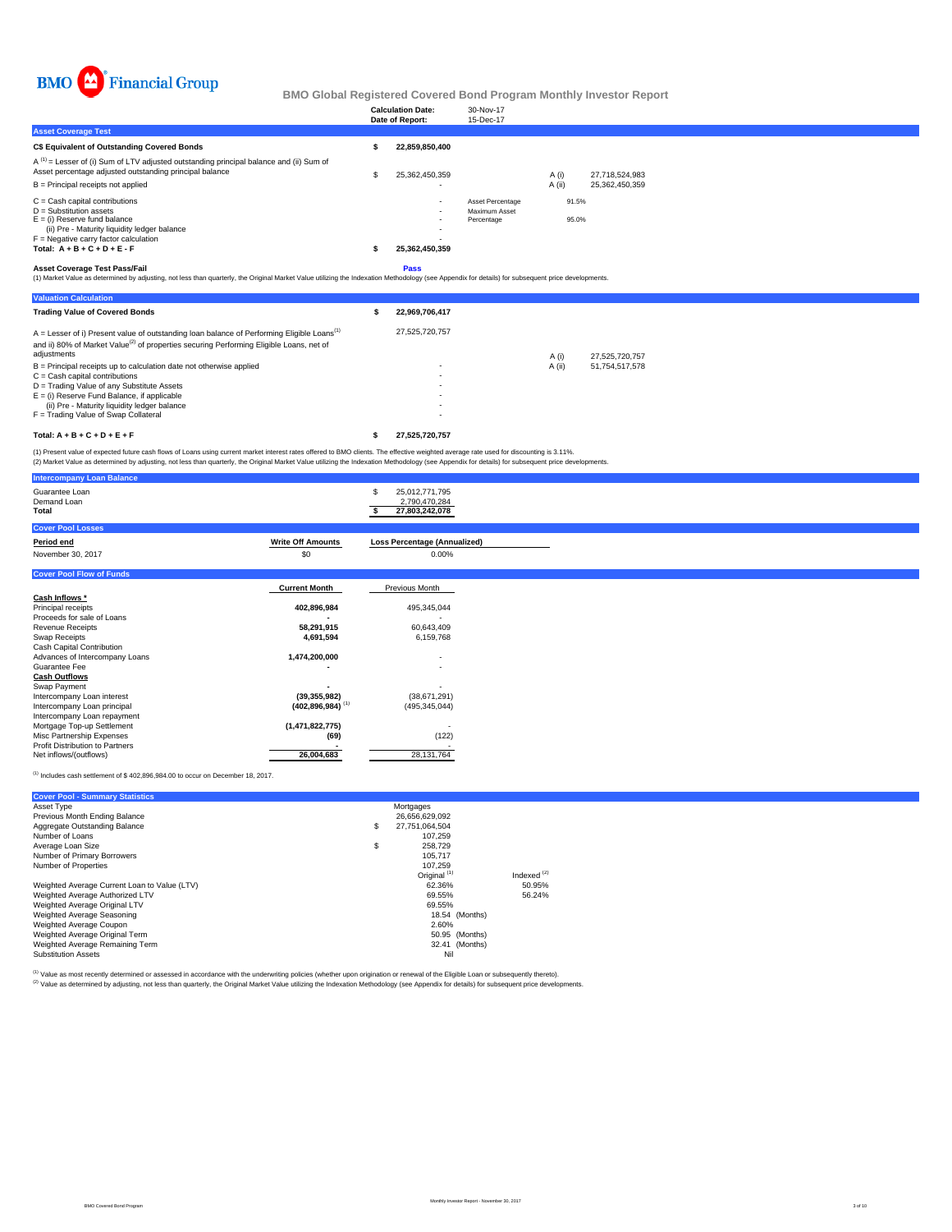# BMO Global Registered Covered Bond Program Monthly Investor Report

| | |
|---|---|
| **Calculation Date:** | 30-Nov-17 |
| **Date of Report:** | 15-Dec-17 |

## Asset Coverage Test

| | | | | |
|---|---|---|---|---|
| **C$ Equivalent of Outstanding Covered Bonds** | **$ 22,859,850,400** | | | |
| A [1] = Lesser of (i) Sum of LTV adjusted outstanding principal balance and (ii) Sum of Asset percentage adjusted outstanding principal balance | $ 25,362,450,359 | | A (i) | 27,718,524,983 |
| B = Principal receipts not applied | - | | A (ii) | 25,362,450,359 |
| C = Cash capital contributions | - | Asset Percentage | 91.5% | |
| D = Substitution assets | - | Maximum Asset Percentage | 95.0% | |
| E = (i) Reserve fund balance | - | | | |
| (ii) Pre - Maturity liquidity ledger balance | - | | | |
| F = Negative carry factor calculation | - | | | |
| **Total: A + B + C + D + E - F** | **$ 25,362,450,359** | | | |

**Asset Coverage Test Pass/Fail** **Pass**

(1) Market Value as determined by adjusting, not less than quarterly, the Original Market Value utilizing the Indexation Methodology (see Appendix for details) for subsequent price developments.

## Valuation Calculation

| | | | |
|---|---|---|---|
| **Trading Value of Covered Bonds** | **$ 22,969,706,417** | | |
| A = Lesser of i) Present value of outstanding loan balance of Performing Eligible Loans[1] and ii) 80% of Market Value[2] of properties securing Performing Eligible Loans, net of adjustments | 27,525,720,757 | A (i) | 27,525,720,757 |
| | | A (ii) | 51,754,517,578 |
| B = Principal receipts up to calculation date not otherwise applied | - | | |
| C = Cash capital contributions | - | | |
| D = Trading Value of any Substitute Assets | - | | |
| E = (i) Reserve Fund Balance, if applicable | - | | |
| (ii) Pre - Maturity liquidity ledger balance | - | | |
| F = Trading Value of Swap Collateral | - | | |
| **Total: A + B + C + D + E + F** | **$ 27,525,720,757** | | |

(1) Present value of expected future cash flows of Loans using current market interest rates offered to BMO clients. The effective weighted average rate used for discounting is 3.11%.
(2) Market Value as determined by adjusting, not less than quarterly, the Original Market Value utilizing the Indexation Methodology (see Appendix for details) for subsequent price developments.

## Intercompany Loan Balance

| | |
|---|---|
| Guarantee Loan | $ 25,012,771,795 |
| Demand Loan | 2,790,470,284 |
| **Total** | **$ 27,803,242,078** |

## Cover Pool Losses

| **Period end** | **Write Off Amounts** | **Loss Percentage (Annualized)** |
|---|---|---|
| November 30, 2017 | $0 | 0.00% |

## Cover Pool Flow of Funds

| | **Current Month** | Previous Month |
|---|---|---|
| **Cash Inflows *** | | |
| Principal receipts | **402,896,984** | 495,345,044 |
| Proceeds for sale of Loans | **-** | - |
| Revenue Receipts | **58,291,915** | 60,643,409 |
| Swap Receipts | **4,691,594** | 6,159,768 |
| Cash Capital Contribution | | |
| Advances of Intercompany Loans | **1,474,200,000** | - |
| Guarantee Fee | **-** | - |
| **Cash Outflows** | | |
| Swap Payment | **-** | - |
| Intercompany Loan interest | **(39,355,982)** | (38,671,291) |
| Intercompany Loan principal | **(402,896,984)** [1] | (495,345,044) |
| Intercompany Loan repayment | | |
| Mortgage Top-up Settlement | **(1,471,822,775)** | - |
| Misc Partnership Expenses | **(69)** | (122) |
| Profit Distribution to Partners | **-** | - |
| Net inflows/(outflows) | **26,004,683** | 28,131,764 |

(1) Includes cash settlement of $ 402,896,984.00 to occur on December 18, 2017.

## Cover Pool - Summary Statistics

| | | |
|---|---|---|
| Asset Type | Mortgages | |
| Previous Month Ending Balance | 26,656,629,092 | |
| Aggregate Outstanding Balance | $ 27,751,064,504 | |
| Number of Loans | 107,259 | |
| Average Loan Size | $ 258,729 | |
| Number of Primary Borrowers | 105,717 | |
| Number of Properties | 107,259 | |
| | Original [1] | Indexed [2] |
| Weighted Average Current Loan to Value (LTV) | 62.36% | 50.95% |
| Weighted Average Authorized LTV | 69.55% | 56.24% |
| Weighted Average Original LTV | 69.55% | |
| Weighted Average Seasoning | 18.54 (Months) | |
| Weighted Average Coupon | 2.60% | |
| Weighted Average Original Term | 50.95 (Months) | |
| Weighted Average Remaining Term | 32.41 (Months) | |
| Substitution Assets | Nil | |

(1) Value as most recently determined or assessed in accordance with the underwriting policies (whether upon origination or renewal of the Eligible Loan or subsequently thereto).
(2) Value as determined by adjusting, not less than quarterly, the Original Market Value utilizing the Indexation Methodology (see Appendix for details) for subsequent price developments.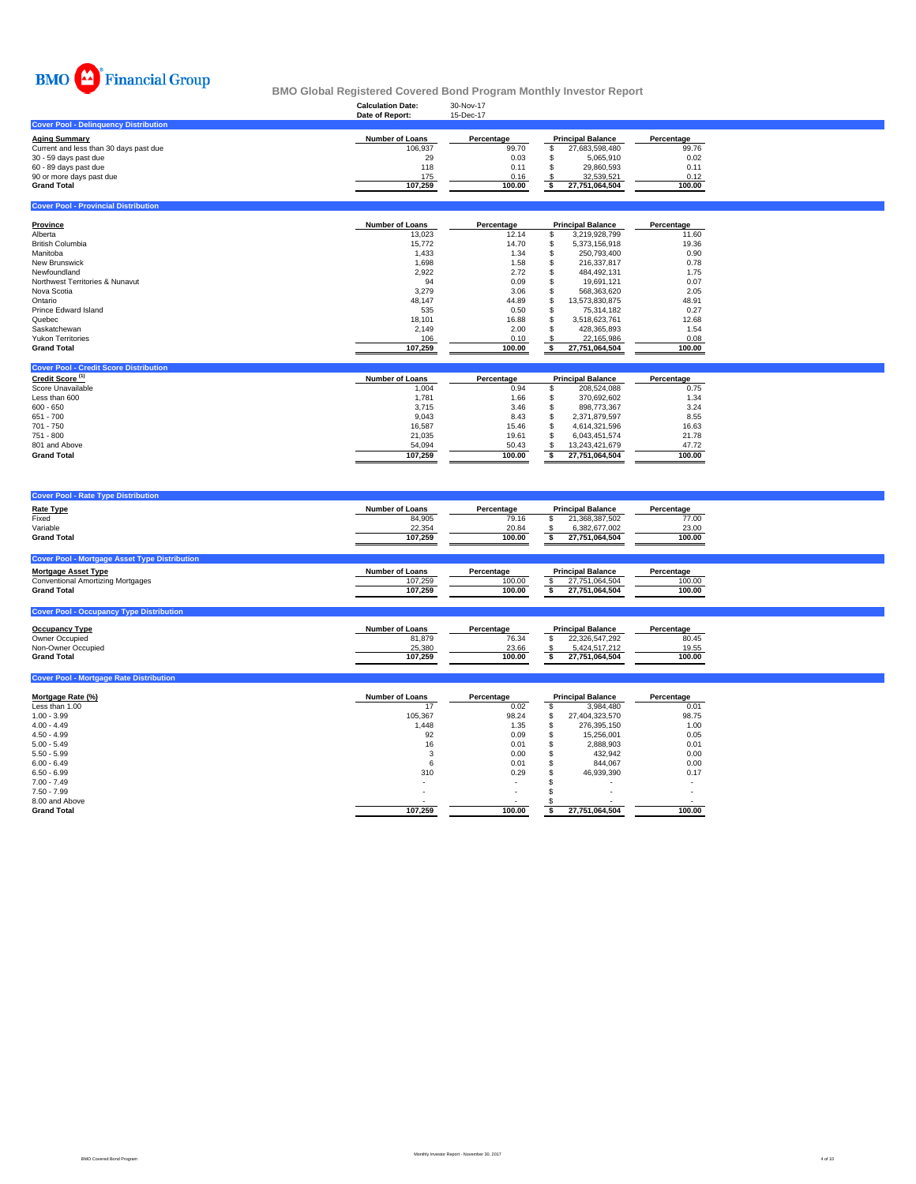BMO Financial Group

# BMO Global Registered Covered Bond Program Monthly Investor Report

| | |
|---|---|
| Calculation Date: | 30-Nov-17 |
| Date of Report: | 15-Dec-17 |

## Cover Pool - Delinquency Distribution

| Aging Summary | Number of Loans | Percentage | Principal Balance | Percentage |
|---|---|---|---|---|
| Current and less than 30 days past due | 106,937 | 99.70 | $ 27,683,598,480 | 99.76 |
| 30 - 59 days past due | 29 | 0.03 | $ 5,065,910 | 0.02 |
| 60 - 89 days past due | 118 | 0.11 | $ 29,860,593 | 0.11 |
| 90 or more days past due | 175 | 0.16 | $ 32,539,521 | 0.12 |
| **Grand Total** | **107,259** | **100.00** | **$ 27,751,064,504** | **100.00** |

## Cover Pool - Provincial Distribution

| Province | Number of Loans | Percentage | Principal Balance | Percentage |
|---|---|---|---|---|
| Alberta | 13,023 | 12.14 | $ 3,219,928,799 | 11.60 |
| British Columbia | 15,772 | 14.70 | $ 5,373,156,918 | 19.36 |
| Manitoba | 1,433 | 1.34 | $ 250,793,400 | 0.90 |
| New Brunswick | 1,698 | 1.58 | $ 216,337,817 | 0.78 |
| Newfoundland | 2,922 | 2.72 | $ 484,492,131 | 1.75 |
| Northwest Territories & Nunavut | 94 | 0.09 | $ 19,691,121 | 0.07 |
| Nova Scotia | 3,279 | 3.06 | $ 568,363,620 | 2.05 |
| Ontario | 48,147 | 44.89 | $ 13,573,830,875 | 48.91 |
| Prince Edward Island | 535 | 0.50 | $ 75,314,182 | 0.27 |
| Quebec | 18,101 | 16.88 | $ 3,518,623,761 | 12.68 |
| Saskatchewan | 2,149 | 2.00 | $ 428,365,893 | 1.54 |
| Yukon Territories | 106 | 0.10 | $ 22,165,986 | 0.08 |
| **Grand Total** | **107,259** | **100.00** | **$ 27,751,064,504** | **100.00** |

## Cover Pool - Credit Score Distribution

| Credit Score [1] | Number of Loans | Percentage | Principal Balance | Percentage |
|---|---|---|---|---|
| Score Unavailable | 1,004 | 0.94 | $ 208,524,088 | 0.75 |
| Less than 600 | 1,781 | 1.66 | $ 370,692,602 | 1.34 |
| 600 - 650 | 3,715 | 3.46 | $ 898,773,367 | 3.24 |
| 651 - 700 | 9,043 | 8.43 | $ 2,371,879,597 | 8.55 |
| 701 - 750 | 16,587 | 15.46 | $ 4,614,321,596 | 16.63 |
| 751 - 800 | 21,035 | 19.61 | $ 6,043,451,574 | 21.78 |
| 801 and Above | 54,094 | 50.43 | $ 13,243,421,679 | 47.72 |
| **Grand Total** | **107,259** | **100.00** | **$ 27,751,064,504** | **100.00** |

## Cover Pool - Rate Type Distribution

| Rate Type | Number of Loans | Percentage | Principal Balance | Percentage |
|---|---|---|---|---|
| Fixed | 84,905 | 79.16 | $ 21,368,387,502 | 77.00 |
| Variable | 22,354 | 20.84 | $ 6,382,677,002 | 23.00 |
| **Grand Total** | **107,259** | **100.00** | **$ 27,751,064,504** | **100.00** |

## Cover Pool - Mortgage Asset Type Distribution

| Mortgage Asset Type | Number of Loans | Percentage | Principal Balance | Percentage |
|---|---|---|---|---|
| Conventional Amortizing Mortgages | 107,259 | 100.00 | $ 27,751,064,504 | 100.00 |
| **Grand Total** | **107,259** | **100.00** | **$ 27,751,064,504** | **100.00** |

## Cover Pool - Occupancy Type Distribution

| Occupancy Type | Number of Loans | Percentage | Principal Balance | Percentage |
|---|---|---|---|---|
| Owner Occupied | 81,879 | 76.34 | $ 22,326,547,292 | 80.45 |
| Non-Owner Occupied | 25,380 | 23.66 | $ 5,424,517,212 | 19.55 |
| **Grand Total** | **107,259** | **100.00** | **$ 27,751,064,504** | **100.00** |

## Cover Pool - Mortgage Rate Distribution

| Mortgage Rate (%) | Number of Loans | Percentage | Principal Balance | Percentage |
|---|---|---|---|---|
| Less than 1.00 | 17 | 0.02 | $ 3,984,480 | 0.01 |
| 1.00 - 3.99 | 105,367 | 98.24 | $ 27,404,323,570 | 98.75 |
| 4.00 - 4.49 | 1,448 | 1.35 | $ 276,395,150 | 1.00 |
| 4.50 - 4.99 | 92 | 0.09 | $ 15,256,001 | 0.05 |
| 5.00 - 5.49 | 16 | 0.01 | $ 2,888,903 | 0.01 |
| 5.50 - 5.99 | 3 | 0.00 | $ 432,942 | 0.00 |
| 6.00 - 6.49 | 6 | 0.01 | $ 844,067 | 0.00 |
| 6.50 - 6.99 | 310 | 0.29 | $ 46,939,390 | 0.17 |
| 7.00 - 7.49 | - | - | $ - | - |
| 7.50 - 7.99 | - | - | $ - | - |
| 8.00 and Above | - | - | $ - | - |
| **Grand Total** | **107,259** | **100.00** | **$ 27,751,064,504** | **100.00** |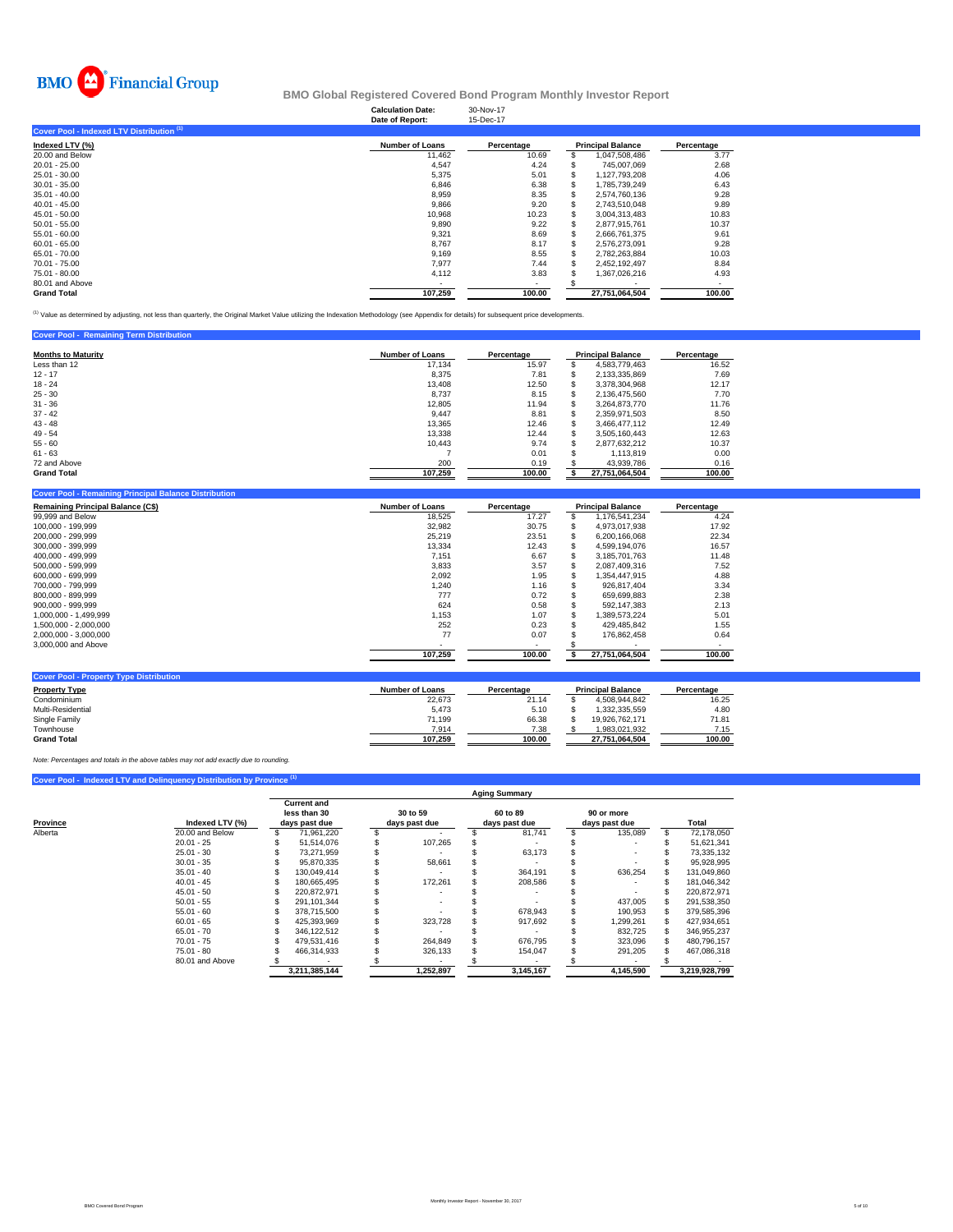BMO Financial Group

# BMO Global Registered Covered Bond Program Monthly Investor Report

**Calculation Date:** 30-Nov-17
**Date of Report:** 15-Dec-17

## Cover Pool - Indexed LTV Distribution [1]

| Indexed LTV (%) | Number of Loans | Percentage | Principal Balance | Percentage |
|---|---|---|---|---|
| 20.00 and Below | 11,462 | 10.69 | $ 1,047,508,486 | 3.77 |
| 20.01 - 25.00 | 4,547 | 4.24 | $ 745,007,069 | 2.68 |
| 25.01 - 30.00 | 5,375 | 5.01 | $ 1,127,793,208 | 4.06 |
| 30.01 - 35.00 | 6,846 | 6.38 | $ 1,785,739,249 | 6.43 |
| 35.01 - 40.00 | 8,959 | 8.35 | $ 2,574,760,136 | 9.28 |
| 40.01 - 45.00 | 9,866 | 9.20 | $ 2,743,510,048 | 9.89 |
| 45.01 - 50.00 | 10,968 | 10.23 | $ 3,004,313,483 | 10.83 |
| 50.01 - 55.00 | 9,890 | 9.22 | $ 2,877,915,761 | 10.37 |
| 55.01 - 60.00 | 9,321 | 8.69 | $ 2,666,761,375 | 9.61 |
| 60.01 - 65.00 | 8,767 | 8.17 | $ 2,576,273,091 | 9.28 |
| 65.01 - 70.00 | 9,169 | 8.55 | $ 2,782,263,884 | 10.03 |
| 70.01 - 75.00 | 7,977 | 7.44 | $ 2,452,192,497 | 8.84 |
| 75.01 - 80.00 | 4,112 | 3.83 | $ 1,367,026,216 | 4.93 |
| 80.01 and Above | - | - | $ - | - |
| **Grand Total** | **107,259** | **100.00** | **27,751,064,504** | **100.00** |

[1] Value as determined by adjusting, not less than quarterly, the Original Market Value utilizing the Indexation Methodology (see Appendix for details) for subsequent price developments.

## Cover Pool - Remaining Term Distribution

| Months to Maturity | Number of Loans | Percentage | Principal Balance | Percentage |
|---|---|---|---|---|
| Less than 12 | 17,134 | 15.97 | $ 4,583,779,463 | 16.52 |
| 12 - 17 | 8,375 | 7.81 | $ 2,133,335,869 | 7.69 |
| 18 - 24 | 13,408 | 12.50 | $ 3,378,304,968 | 12.17 |
| 25 - 30 | 8,737 | 8.15 | $ 2,136,475,560 | 7.70 |
| 31 - 36 | 12,805 | 11.94 | $ 3,264,873,770 | 11.76 |
| 37 - 42 | 9,447 | 8.81 | $ 2,359,971,503 | 8.50 |
| 43 - 48 | 13,365 | 12.46 | $ 3,466,477,112 | 12.49 |
| 49 - 54 | 13,338 | 12.44 | $ 3,505,160,443 | 12.63 |
| 55 - 60 | 10,443 | 9.74 | $ 2,877,632,212 | 10.37 |
| 61 - 63 | 7 | 0.01 | $ 1,113,819 | 0.00 |
| 72 and Above | 200 | 0.19 | $ 43,939,786 | 0.16 |
| **Grand Total** | **107,259** | **100.00** | **$ 27,751,064,504** | **100.00** |

## Cover Pool - Remaining Principal Balance Distribution

| Remaining Principal Balance (C$) | Number of Loans | Percentage | Principal Balance | Percentage |
|---|---|---|---|---|
| 99,999 and Below | 18,525 | 17.27 | $ 1,176,541,234 | 4.24 |
| 100,000 - 199,999 | 32,982 | 30.75 | $ 4,973,017,938 | 17.92 |
| 200,000 - 299,999 | 25,219 | 23.51 | $ 6,200,166,068 | 22.34 |
| 300,000 - 399,999 | 13,334 | 12.43 | $ 4,599,194,076 | 16.57 |
| 400,000 - 499,999 | 7,151 | 6.67 | $ 3,185,701,763 | 11.48 |
| 500,000 - 599,999 | 3,833 | 3.57 | $ 2,087,409,316 | 7.52 |
| 600,000 - 699,999 | 2,092 | 1.95 | $ 1,354,447,915 | 4.88 |
| 700,000 - 799,999 | 1,240 | 1.16 | $ 926,817,404 | 3.34 |
| 800,000 - 899,999 | 777 | 0.72 | $ 659,699,883 | 2.38 |
| 900,000 - 999,999 | 624 | 0.58 | $ 592,147,383 | 2.13 |
| 1,000,000 - 1,499,999 | 1,153 | 1.07 | $ 1,389,573,224 | 5.01 |
| 1,500,000 - 2,000,000 | 252 | 0.23 | $ 429,485,842 | 1.55 |
| 2,000,000 - 3,000,000 | 77 | 0.07 | $ 176,862,458 | 0.64 |
| 3,000,000 and Above | - | - | $ - | - |
| | **107,259** | **100.00** | **$ 27,751,064,504** | **100.00** |

## Cover Pool - Property Type Distribution

| Property Type | Number of Loans | Percentage | Principal Balance | Percentage |
|---|---|---|---|---|
| Condominium | 22,673 | 21.14 | $ 4,508,944,842 | 16.25 |
| Multi-Residential | 5,473 | 5.10 | $ 1,332,335,559 | 4.80 |
| Single Family | 71,199 | 66.38 | $ 19,926,762,171 | 71.81 |
| Townhouse | 7,914 | 7.38 | $ 1,983,021,932 | 7.15 |
| **Grand Total** | **107,259** | **100.00** | **27,751,064,504** | **100.00** |

*Note: Percentages and totals in the above tables may not add exactly due to rounding.*

## Cover Pool - Indexed LTV and Delinquency Distribution by Province [1]

| | | Aging Summary | | | | |
|---|---|---|---|---|---|---|
| Province | Indexed LTV (%) | Current and less than 30 days past due | 30 to 59 days past due | 60 to 89 days past due | 90 or more days past due | Total |
| Alberta | 20.00 and Below | $ 71,961,220 | $ - | $ 81,741 | $ 135,089 | $ 72,178,050 |
| | 20.01 - 25 | $ 51,514,076 | $ 107,265 | $ - | $ - | $ 51,621,341 |
| | 25.01 - 30 | $ 73,271,959 | $ - | $ 63,173 | $ - | $ 73,335,132 |
| | 30.01 - 35 | $ 95,870,335 | $ 58,661 | $ - | $ - | $ 95,928,995 |
| | 35.01 - 40 | $ 130,049,414 | $ - | $ 364,191 | $ 636,254 | $ 131,049,860 |
| | 40.01 - 45 | $ 180,665,495 | $ 172,261 | $ 208,586 | $ - | $ 181,046,342 |
| | 45.01 - 50 | $ 220,872,971 | $ - | $ - | $ - | $ 220,872,971 |
| | 50.01 - 55 | $ 291,101,344 | $ - | $ - | $ 437,005 | $ 291,538,350 |
| | 55.01 - 60 | $ 378,715,500 | $ - | $ 678,943 | $ 190,953 | $ 379,585,396 |
| | 60.01 - 65 | $ 425,393,969 | $ 323,728 | $ 917,692 | $ 1,299,261 | $ 427,934,651 |
| | 65.01 - 70 | $ 346,122,512 | $ - | $ - | $ 832,725 | $ 346,955,237 |
| | 70.01 - 75 | $ 479,531,416 | $ 264,849 | $ 676,795 | $ 323,096 | $ 480,796,157 |
| | 75.01 - 80 | $ 466,314,933 | $ 326,133 | $ 154,047 | $ 291,205 | $ 467,086,318 |
| | 80.01 and Above | $ - | $ - | $ - | $ - | $ - |
| | | **3,211,385,144** | **1,252,897** | **3,145,167** | **4,145,590** | **3,219,928,799** |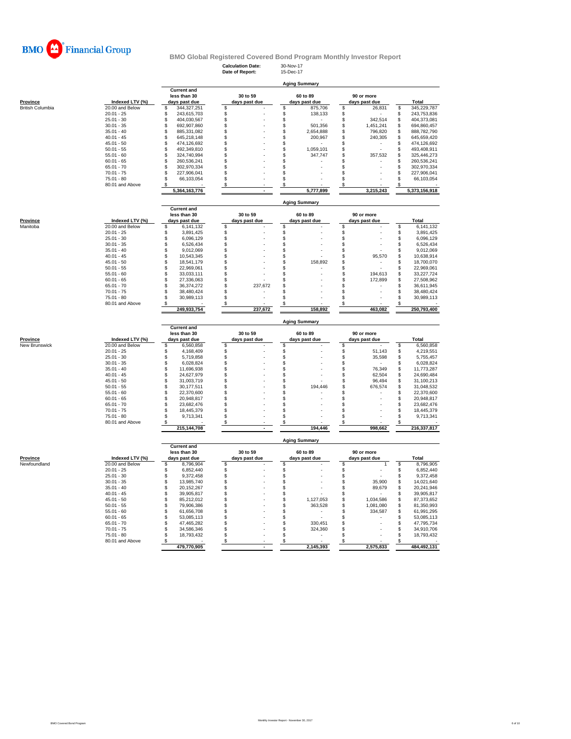BMO Financial Group

# BMO Global Registered Covered Bond Program Monthly Investor Report

**Calculation Date:** 30-Nov-17
**Date of Report:** 15-Dec-17

| Province | Indexed LTV (%) | Current and less than 30 days past due | 30 to 59 days past due | 60 to 89 days past due | 90 or more days past due | Total |
|---|---|---|---|---|---|---|
| | | **Aging Summary** | | | | |
| British Columbia | 20.00 and Below | $ 344,327,251 | $ - | $ 875,706 | $ 26,831 | $ 345,229,787 |
| | 20.01 - 25 | $ 243,615,703 | $ - | $ 138,133 | $ - | $ 243,753,836 |
| | 25.01 - 30 | $ 404,030,567 | $ - | $ - | $ 342,514 | $ 404,373,081 |
| | 30.01 - 35 | $ 692,907,860 | $ - | $ 501,356 | $ 1,451,241 | $ 694,860,457 |
| | 35.01 - 40 | $ 885,331,082 | $ - | $ 2,654,888 | $ 796,820 | $ 888,782,790 |
| | 40.01 - 45 | $ 645,218,148 | $ - | $ 200,967 | $ 240,305 | $ 645,659,420 |
| | 45.01 - 50 | $ 474,126,692 | $ - | $ - | $ - | $ 474,126,692 |
| | 50.01 - 55 | $ 492,349,810 | $ - | $ 1,059,101 | $ - | $ 493,408,911 |
| | 55.01 - 60 | $ 324,740,994 | $ - | $ 347,747 | $ 357,532 | $ 325,446,273 |
| | 60.01 - 65 | $ 260,536,241 | $ - | $ - | $ - | $ 260,536,241 |
| | 65.01 - 70 | $ 302,970,334 | $ - | $ - | $ - | $ 302,970,334 |
| | 70.01 - 75 | $ 227,906,041 | $ - | $ - | $ - | $ 227,906,041 |
| | 75.01 - 80 | $ 66,103,054 | $ - | $ - | $ - | $ 66,103,054 |
| | 80.01 and Above | $ - | $ - | $ - | $ - | $ - |
| | | **5,364,163,776** | **-** | **5,777,899** | **3,215,243** | **5,373,156,918** |

| Province | Indexed LTV (%) | Current and less than 30 days past due | 30 to 59 days past due | 60 to 89 days past due | 90 or more days past due | Total |
|---|---|---|---|---|---|---|
| | | **Aging Summary** | | | | |
| Manitoba | 20.00 and Below | $ 6,141,132 | $ - | $ - | $ - | $ 6,141,132 |
| | 20.01 - 25 | $ 3,891,425 | $ - | $ - | $ - | $ 3,891,425 |
| | 25.01 - 30 | $ 6,096,129 | $ - | $ - | $ - | $ 6,096,129 |
| | 30.01 - 35 | $ 6,526,434 | $ - | $ - | $ - | $ 6,526,434 |
| | 35.01 - 40 | $ 9,012,069 | $ - | $ - | $ - | $ 9,012,069 |
| | 40.01 - 45 | $ 10,543,345 | $ - | $ - | $ 95,570 | $ 10,638,914 |
| | 45.01 - 50 | $ 18,541,179 | $ - | $ 158,892 | $ - | $ 18,700,070 |
| | 50.01 - 55 | $ 22,969,061 | $ - | $ - | $ - | $ 22,969,061 |
| | 55.01 - 60 | $ 33,033,111 | $ - | $ - | $ 194,613 | $ 33,227,724 |
| | 60.01 - 65 | $ 27,336,063 | $ - | $ - | $ 172,899 | $ 27,508,962 |
| | 65.01 - 70 | $ 36,374,272 | $ 237,672 | $ - | $ - | $ 36,611,945 |
| | 70.01 - 75 | $ 38,480,424 | $ - | $ - | $ - | $ 38,480,424 |
| | 75.01 - 80 | $ 30,989,113 | $ - | $ - | $ - | $ 30,989,113 |
| | 80.01 and Above | $ - | $ - | $ - | $ - | $ - |
| | | **249,933,754** | **237,672** | **158,892** | **463,082** | **250,793,400** |

| Province | Indexed LTV (%) | Current and less than 30 days past due | 30 to 59 days past due | 60 to 89 days past due | 90 or more days past due | Total |
|---|---|---|---|---|---|---|
| | | **Aging Summary** | | | | |
| New Brunswick | 20.00 and Below | $ 6,560,858 | $ - | $ - | $ - | $ 6,560,858 |
| | 20.01 - 25 | $ 4,168,409 | $ - | $ - | $ 51,143 | $ 4,219,551 |
| | 25.01 - 30 | $ 5,719,858 | $ - | $ - | $ 35,598 | $ 5,755,457 |
| | 30.01 - 35 | $ 6,028,824 | $ - | $ - | $ - | $ 6,028,824 |
| | 35.01 - 40 | $ 11,696,938 | $ - | $ - | $ 76,349 | $ 11,773,287 |
| | 40.01 - 45 | $ 24,627,979 | $ - | $ - | $ 62,504 | $ 24,690,484 |
| | 45.01 - 50 | $ 31,003,719 | $ - | $ - | $ 96,494 | $ 31,100,213 |
| | 50.01 - 55 | $ 30,177,511 | $ - | $ 194,446 | $ 676,574 | $ 31,048,532 |
| | 55.01 - 60 | $ 22,370,600 | $ - | $ - | $ - | $ 22,370,600 |
| | 60.01 - 65 | $ 20,948,817 | $ - | $ - | $ - | $ 20,948,817 |
| | 65.01 - 70 | $ 23,682,476 | $ - | $ - | $ - | $ 23,682,476 |
| | 70.01 - 75 | $ 18,445,379 | $ - | $ - | $ - | $ 18,445,379 |
| | 75.01 - 80 | $ 9,713,341 | $ - | $ - | $ - | $ 9,713,341 |
| | 80.01 and Above | $ - | $ - | $ - | $ - | $ - |
| | | **215,144,708** | **-** | **194,446** | **998,662** | **216,337,817** |

| Province | Indexed LTV (%) | Current and less than 30 days past due | 30 to 59 days past due | 60 to 89 days past due | 90 or more days past due | Total |
|---|---|---|---|---|---|---|
| | | **Aging Summary** | | | | |
| Newfoundland | 20.00 and Below | $ 8,796,904 | $ - | $ - | $ 1 | $ 8,796,905 |
| | 20.01 - 25 | $ 6,852,440 | $ - | $ - | $ - | $ 6,852,440 |
| | 25.01 - 30 | $ 9,372,458 | $ - | $ - | $ - | $ 9,372,458 |
| | 30.01 - 35 | $ 13,985,740 | $ - | $ - | $ 35,900 | $ 14,021,640 |
| | 35.01 - 40 | $ 20,152,267 | $ - | $ - | $ 89,679 | $ 20,241,946 |
| | 40.01 - 45 | $ 39,905,817 | $ - | $ - | $ - | $ 39,905,817 |
| | 45.01 - 50 | $ 85,212,012 | $ - | $ 1,127,053 | $ 1,034,586 | $ 87,373,652 |
| | 50.01 - 55 | $ 79,906,386 | $ - | $ 363,528 | $ 1,081,080 | $ 81,350,993 |
| | 55.01 - 60 | $ 61,656,708 | $ - | $ - | $ 334,587 | $ 61,991,295 |
| | 60.01 - 65 | $ 53,085,113 | $ - | $ - | $ - | $ 53,085,113 |
| | 65.01 - 70 | $ 47,465,282 | $ - | $ 330,451 | $ - | $ 47,795,734 |
| | 70.01 - 75 | $ 34,586,346 | $ - | $ 324,360 | $ - | $ 34,910,706 |
| | 75.01 - 80 | $ 18,793,432 | $ - | $ - | $ - | $ 18,793,432 |
| | 80.01 and Above | $ - | $ - | $ - | $ - | $ - |
| | | **479,770,905** | **-** | **2,145,393** | **2,575,833** | **484,492,131** |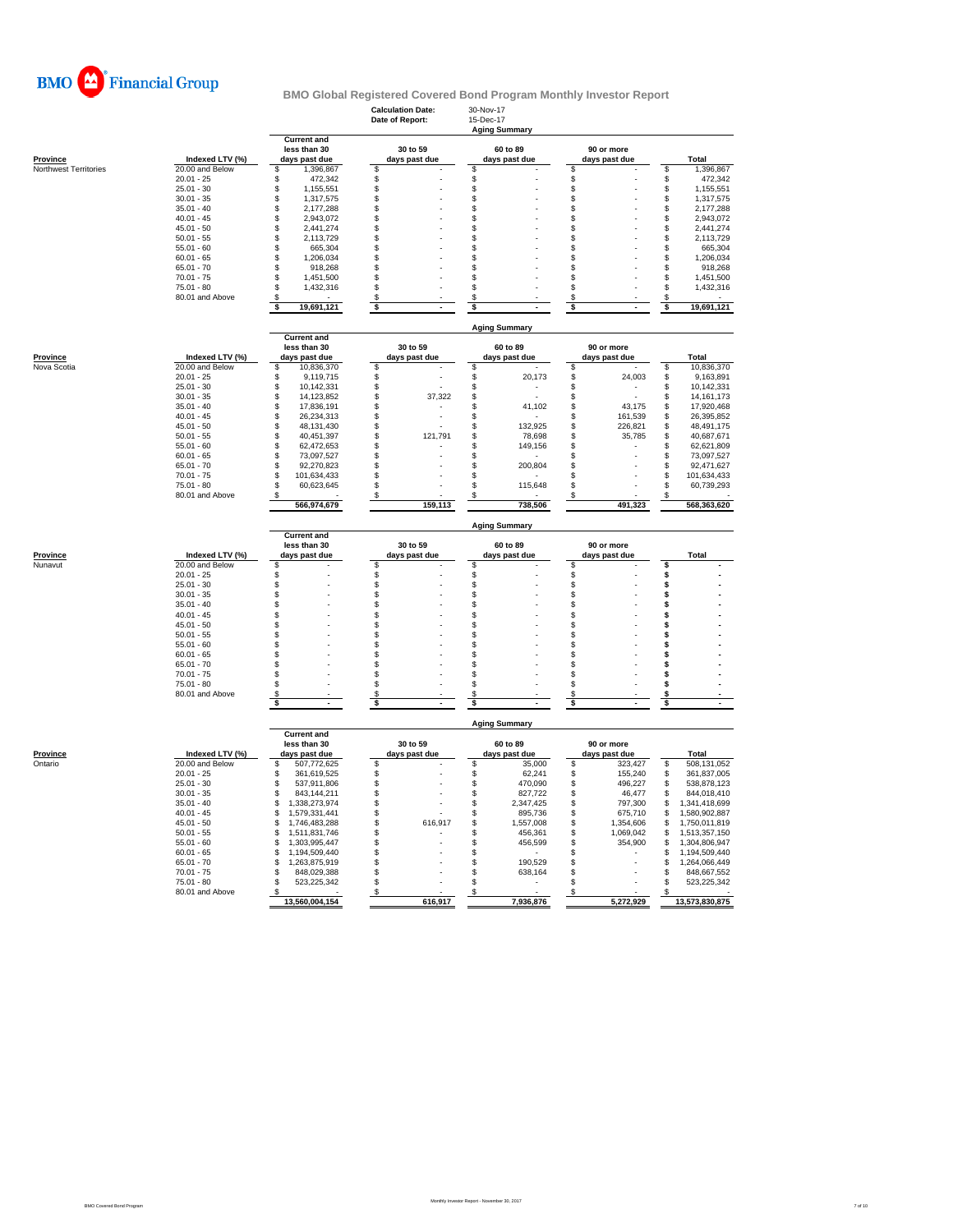**BMO Financial Group**

# BMO Global Registered Covered Bond Program Monthly Investor Report

| | |
|---|---|
| **Calculation Date:** | 30-Nov-17 |
| **Date of Report:** | 15-Dec-17 |

### Aging Summary

| Province | Indexed LTV (%) | Current and less than 30 days past due | 30 to 59 days past due | 60 to 89 days past due | 90 or more days past due | Total |
|---|---|---|---|---|---|---|
| Northwest Territories | 20.00 and Below | $ 1,396,867 | $ - | $ - | $ - | $ 1,396,867 |
| | 20.01 - 25 | $ 472,342 | $ - | $ - | $ - | $ 472,342 |
| | 25.01 - 30 | $ 1,155,551 | $ - | $ - | $ - | $ 1,155,551 |
| | 30.01 - 35 | $ 1,317,575 | $ - | $ - | $ - | $ 1,317,575 |
| | 35.01 - 40 | $ 2,177,288 | $ - | $ - | $ - | $ 2,177,288 |
| | 40.01 - 45 | $ 2,943,072 | $ - | $ - | $ - | $ 2,943,072 |
| | 45.01 - 50 | $ 2,441,274 | $ - | $ - | $ - | $ 2,441,274 |
| | 50.01 - 55 | $ 2,113,729 | $ - | $ - | $ - | $ 2,113,729 |
| | 55.01 - 60 | $ 665,304 | $ - | $ - | $ - | $ 665,304 |
| | 60.01 - 65 | $ 1,206,034 | $ - | $ - | $ - | $ 1,206,034 |
| | 65.01 - 70 | $ 918,268 | $ - | $ - | $ - | $ 918,268 |
| | 70.01 - 75 | $ 1,451,500 | $ - | $ - | $ - | $ 1,451,500 |
| | 75.01 - 80 | $ 1,432,316 | $ - | $ - | $ - | $ 1,432,316 |
| | 80.01 and Above | $ - | $ - | $ - | $ - | $ - |
| | | **$ 19,691,121** | **$ -** | **$ -** | **$ -** | **$ 19,691,121** |

### Aging Summary

| Province | Indexed LTV (%) | Current and less than 30 days past due | 30 to 59 days past due | 60 to 89 days past due | 90 or more days past due | Total |
|---|---|---|---|---|---|---|
| Nova Scotia | 20.00 and Below | $ 10,836,370 | $ - | $ - | $ - | $ 10,836,370 |
| | 20.01 - 25 | $ 9,119,715 | $ - | $ 20,173 | $ 24,003 | $ 9,163,891 |
| | 25.01 - 30 | $ 10,142,331 | $ - | $ - | $ - | $ 10,142,331 |
| | 30.01 - 35 | $ 14,123,852 | $ 37,322 | $ - | $ - | $ 14,161,173 |
| | 35.01 - 40 | $ 17,836,191 | $ - | $ 41,102 | $ 43,175 | $ 17,920,468 |
| | 40.01 - 45 | $ 26,234,313 | $ - | $ - | $ 161,539 | $ 26,395,852 |
| | 45.01 - 50 | $ 48,131,430 | $ - | $ 132,925 | $ 226,821 | $ 48,491,175 |
| | 50.01 - 55 | $ 40,451,397 | $ 121,791 | $ 78,698 | $ 35,785 | $ 40,687,671 |
| | 55.01 - 60 | $ 62,472,653 | $ - | $ 149,156 | $ - | $ 62,621,809 |
| | 60.01 - 65 | $ 73,097,527 | $ - | $ - | $ - | $ 73,097,527 |
| | 65.01 - 70 | $ 92,270,823 | $ - | $ 200,804 | $ - | $ 92,471,627 |
| | 70.01 - 75 | $ 101,634,433 | $ - | $ - | $ - | $ 101,634,433 |
| | 75.01 - 80 | $ 60,623,645 | $ - | $ 115,648 | $ - | $ 60,739,293 |
| | 80.01 and Above | $ - | $ - | $ - | $ - | $ - |
| | | **566,974,679** | **159,113** | **738,506** | **491,323** | **568,363,620** |

### Aging Summary

| Province | Indexed LTV (%) | Current and less than 30 days past due | 30 to 59 days past due | 60 to 89 days past due | 90 or more days past due | Total |
|---|---|---|---|---|---|---|
| Nunavut | 20.00 and Below | $ - | $ - | $ - | $ - | $ - |
| | 20.01 - 25 | $ - | $ - | $ - | $ - | $ - |
| | 25.01 - 30 | $ - | $ - | $ - | $ - | $ - |
| | 30.01 - 35 | $ - | $ - | $ - | $ - | $ - |
| | 35.01 - 40 | $ - | $ - | $ - | $ - | $ - |
| | 40.01 - 45 | $ - | $ - | $ - | $ - | $ - |
| | 45.01 - 50 | $ - | $ - | $ - | $ - | $ - |
| | 50.01 - 55 | $ - | $ - | $ - | $ - | $ - |
| | 55.01 - 60 | $ - | $ - | $ - | $ - | $ - |
| | 60.01 - 65 | $ - | $ - | $ - | $ - | $ - |
| | 65.01 - 70 | $ - | $ - | $ - | $ - | $ - |
| | 70.01 - 75 | $ - | $ - | $ - | $ - | $ - |
| | 75.01 - 80 | $ - | $ - | $ - | $ - | $ - |
| | 80.01 and Above | $ - | $ - | $ - | $ - | $ - |
| | | **$ -** | **$ -** | **$ -** | **$ -** | **$ -** |

### Aging Summary

| Province | Indexed LTV (%) | Current and less than 30 days past due | 30 to 59 days past due | 60 to 89 days past due | 90 or more days past due | Total |
|---|---|---|---|---|---|---|
| Ontario | 20.00 and Below | $ 507,772,625 | $ - | $ 35,000 | $ 323,427 | $ 508,131,052 |
| | 20.01 - 25 | $ 361,619,525 | $ - | $ 62,241 | $ 155,240 | $ 361,837,005 |
| | 25.01 - 30 | $ 537,911,806 | $ - | $ 470,090 | $ 496,227 | $ 538,878,123 |
| | 30.01 - 35 | $ 843,144,211 | $ - | $ 827,722 | $ 46,477 | $ 844,018,410 |
| | 35.01 - 40 | $ 1,338,273,974 | $ - | $ 2,347,425 | $ 797,300 | $ 1,341,418,699 |
| | 40.01 - 45 | $ 1,579,331,441 | $ - | $ 895,736 | $ 675,710 | $ 1,580,902,887 |
| | 45.01 - 50 | $ 1,746,483,288 | $ 616,917 | $ 1,557,008 | $ 1,354,606 | $ 1,750,011,819 |
| | 50.01 - 55 | $ 1,511,831,746 | $ - | $ 456,361 | $ 1,069,042 | $ 1,513,357,150 |
| | 55.01 - 60 | $ 1,303,995,447 | $ - | $ 456,599 | $ 354,900 | $ 1,304,806,947 |
| | 60.01 - 65 | $ 1,194,509,440 | $ - | $ - | $ - | $ 1,194,509,440 |
| | 65.01 - 70 | $ 1,263,875,919 | $ - | $ 190,529 | $ - | $ 1,264,066,449 |
| | 70.01 - 75 | $ 848,029,388 | $ - | $ 638,164 | $ - | $ 848,667,552 |
| | 75.01 - 80 | $ 523,225,342 | $ - | $ - | $ - | $ 523,225,342 |
| | 80.01 and Above | $ - | $ - | $ - | $ - | $ - |
| | | **13,560,004,154** | **616,917** | **7,936,876** | **5,272,929** | **13,573,830,875** |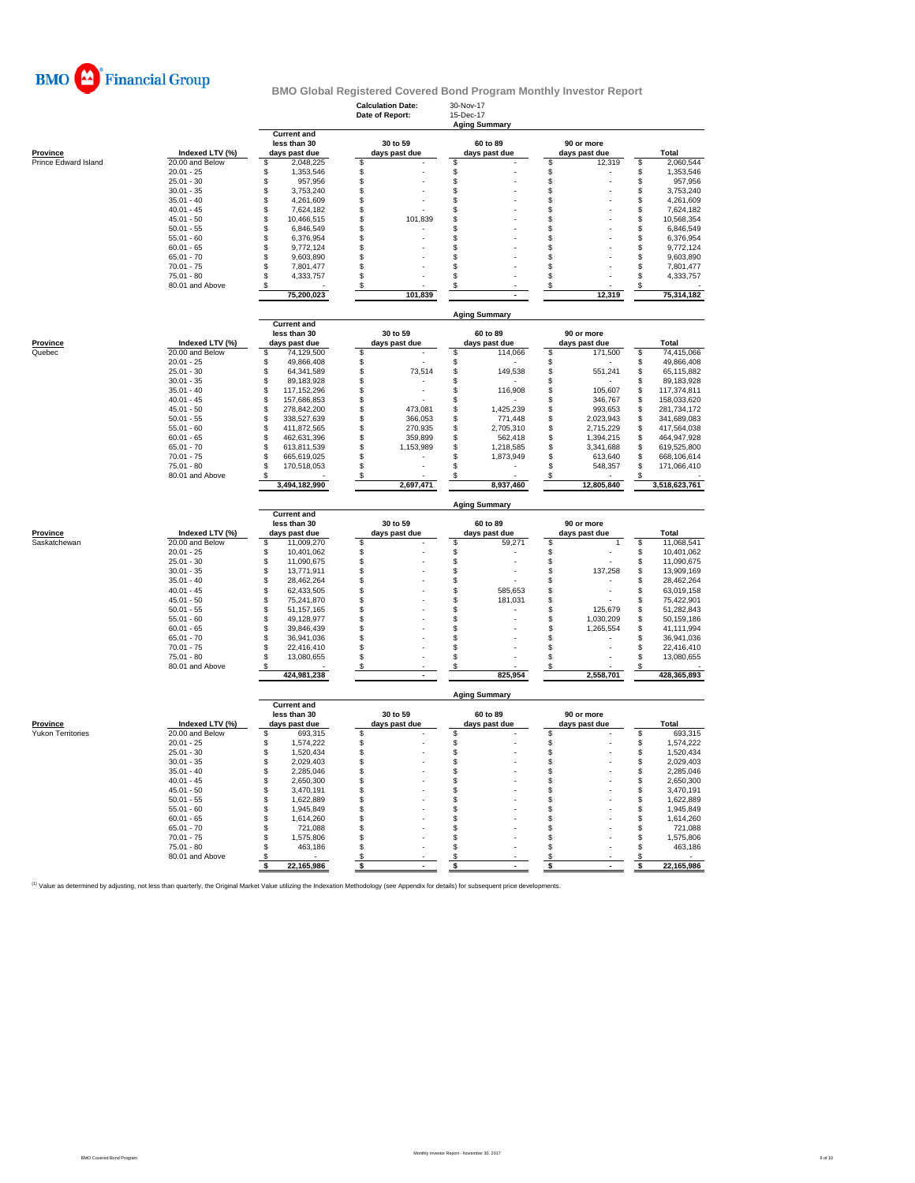BMO Financial Group

# BMO Global Registered Covered Bond Program Monthly Investor Report

**Calculation Date:** 30-Nov-17
**Date of Report:** 15-Dec-17

## Aging Summary

| Province | Indexed LTV (%) | Current and less than 30 days past due | 30 to 59 days past due | 60 to 89 days past due | 90 or more days past due | Total |
|---|---|---|---|---|---|---|
| Prince Edward Island | 20.00 and Below | $ 2,048,225 | $ - | $ - | $ 12,319 | $ 2,060,544 |
| | 20.01 - 25 | $ 1,353,546 | $ - | $ - | $ - | $ 1,353,546 |
| | 25.01 - 30 | $ 957,956 | $ - | $ - | $ - | $ 957,956 |
| | 30.01 - 35 | $ 3,753,240 | $ - | $ - | $ - | $ 3,753,240 |
| | 35.01 - 40 | $ 4,261,609 | $ - | $ - | $ - | $ 4,261,609 |
| | 40.01 - 45 | $ 7,624,182 | $ - | $ - | $ - | $ 7,624,182 |
| | 45.01 - 50 | $ 10,466,515 | $ 101,839 | $ - | $ - | $ 10,568,354 |
| | 50.01 - 55 | $ 6,846,549 | $ - | $ - | $ - | $ 6,846,549 |
| | 55.01 - 60 | $ 6,376,954 | $ - | $ - | $ - | $ 6,376,954 |
| | 60.01 - 65 | $ 9,772,124 | $ - | $ - | $ - | $ 9,772,124 |
| | 65.01 - 70 | $ 9,603,890 | $ - | $ - | $ - | $ 9,603,890 |
| | 70.01 - 75 | $ 7,801,477 | $ - | $ - | $ - | $ 7,801,477 |
| | 75.01 - 80 | $ 4,333,757 | $ - | $ - | $ - | $ 4,333,757 |
| | 80.01 and Above | $ - | $ - | $ - | $ - | $ - |
| | | 75,200,023 | 101,839 | - | 12,319 | 75,314,182 |

## Aging Summary

| Province | Indexed LTV (%) | Current and less than 30 days past due | 30 to 59 days past due | 60 to 89 days past due | 90 or more days past due | Total |
|---|---|---|---|---|---|---|
| Quebec | 20.00 and Below | $ 74,129,500 | $ - | $ 114,066 | $ 171,500 | $ 74,415,066 |
| | 20.01 - 25 | $ 49,866,408 | $ - | $ - | $ - | $ 49,866,408 |
| | 25.01 - 30 | $ 64,341,589 | $ 73,514 | $ 149,538 | $ 551,241 | $ 65,115,882 |
| | 30.01 - 35 | $ 89,183,928 | $ - | $ - | $ - | $ 89,183,928 |
| | 35.01 - 40 | $ 117,152,296 | $ - | $ 116,908 | $ 105,607 | $ 117,374,811 |
| | 40.01 - 45 | $ 157,686,853 | $ - | $ - | $ 346,767 | $ 158,033,620 |
| | 45.01 - 50 | $ 278,842,200 | $ 473,081 | $ 1,425,239 | $ 993,653 | $ 281,734,172 |
| | 50.01 - 55 | $ 338,527,639 | $ 366,053 | $ 771,448 | $ 2,023,943 | $ 341,689,083 |
| | 55.01 - 60 | $ 411,872,565 | $ 270,935 | $ 2,705,310 | $ 2,715,229 | $ 417,564,038 |
| | 60.01 - 65 | $ 462,631,396 | $ 359,899 | $ 562,418 | $ 1,394,215 | $ 464,947,928 |
| | 65.01 - 70 | $ 613,811,539 | $ 1,153,989 | $ 1,218,585 | $ 3,341,688 | $ 619,525,800 |
| | 70.01 - 75 | $ 665,619,025 | $ - | $ 1,873,949 | $ 613,640 | $ 668,106,614 |
| | 75.01 - 80 | $ 170,518,053 | $ - | $ - | $ 548,357 | $ 171,066,410 |
| | 80.01 and Above | $ - | $ - | $ - | $ - | $ - |
| | | 3,494,182,990 | 2,697,471 | 8,937,460 | 12,805,840 | 3,518,623,761 |

## Aging Summary

| Province | Indexed LTV (%) | Current and less than 30 days past due | 30 to 59 days past due | 60 to 89 days past due | 90 or more days past due | Total |
|---|---|---|---|---|---|---|
| Saskatchewan | 20.00 and Below | $ 11,009,270 | $ - | $ 59,271 | $ 1 | $ 11,068,541 |
| | 20.01 - 25 | $ 10,401,062 | $ - | $ - | $ - | $ 10,401,062 |
| | 25.01 - 30 | $ 11,090,675 | $ - | $ - | $ - | $ 11,090,675 |
| | 30.01 - 35 | $ 13,771,911 | $ - | $ - | $ 137,258 | $ 13,909,169 |
| | 35.01 - 40 | $ 28,462,264 | $ - | $ - | $ - | $ 28,462,264 |
| | 40.01 - 45 | $ 62,433,505 | $ - | $ 585,653 | $ - | $ 63,019,158 |
| | 45.01 - 50 | $ 75,241,870 | $ - | $ 181,031 | $ - | $ 75,422,901 |
| | 50.01 - 55 | $ 51,157,165 | $ - | $ - | $ 125,679 | $ 51,282,843 |
| | 55.01 - 60 | $ 49,128,977 | $ - | $ - | $ 1,030,209 | $ 50,159,186 |
| | 60.01 - 65 | $ 39,846,439 | $ - | $ - | $ 1,265,554 | $ 41,111,994 |
| | 65.01 - 70 | $ 36,941,036 | $ - | $ - | $ - | $ 36,941,036 |
| | 70.01 - 75 | $ 22,416,410 | $ - | $ - | $ - | $ 22,416,410 |
| | 75.01 - 80 | $ 13,080,655 | $ - | $ - | $ - | $ 13,080,655 |
| | 80.01 and Above | $ - | $ - | $ - | $ - | $ - |
| | | 424,981,238 | - | 825,954 | 2,558,701 | 428,365,893 |

## Aging Summary

| Province | Indexed LTV (%) | Current and less than 30 days past due | 30 to 59 days past due | 60 to 89 days past due | 90 or more days past due | Total |
|---|---|---|---|---|---|---|
| Yukon Territories | 20.00 and Below | $ 693,315 | $ - | $ - | $ - | $ 693,315 |
| | 20.01 - 25 | $ 1,574,222 | $ - | $ - | $ - | $ 1,574,222 |
| | 25.01 - 30 | $ 1,520,434 | $ - | $ - | $ - | $ 1,520,434 |
| | 30.01 - 35 | $ 2,029,403 | $ - | $ - | $ - | $ 2,029,403 |
| | 35.01 - 40 | $ 2,285,046 | $ - | $ - | $ - | $ 2,285,046 |
| | 40.01 - 45 | $ 2,650,300 | $ - | $ - | $ - | $ 2,650,300 |
| | 45.01 - 50 | $ 3,470,191 | $ - | $ - | $ - | $ 3,470,191 |
| | 50.01 - 55 | $ 1,622,889 | $ - | $ - | $ - | $ 1,622,889 |
| | 55.01 - 60 | $ 1,945,849 | $ - | $ - | $ - | $ 1,945,849 |
| | 60.01 - 65 | $ 1,614,260 | $ - | $ - | $ - | $ 1,614,260 |
| | 65.01 - 70 | $ 721,088 | $ - | $ - | $ - | $ 721,088 |
| | 70.01 - 75 | $ 1,575,806 | $ - | $ - | $ - | $ 1,575,806 |
| | 75.01 - 80 | $ 463,186 | $ - | $ - | $ - | $ 463,186 |
| | 80.01 and Above | $ - | $ - | $ - | $ - | $ - |
| | | $ 22,165,986 | $ - | $ - | $ - | $ 22,165,986 |

[1] Value as determined by adjusting, not less than quarterly, the Original Market Value utilizing the Indexation Methodology (see Appendix for details) for subsequent price developments.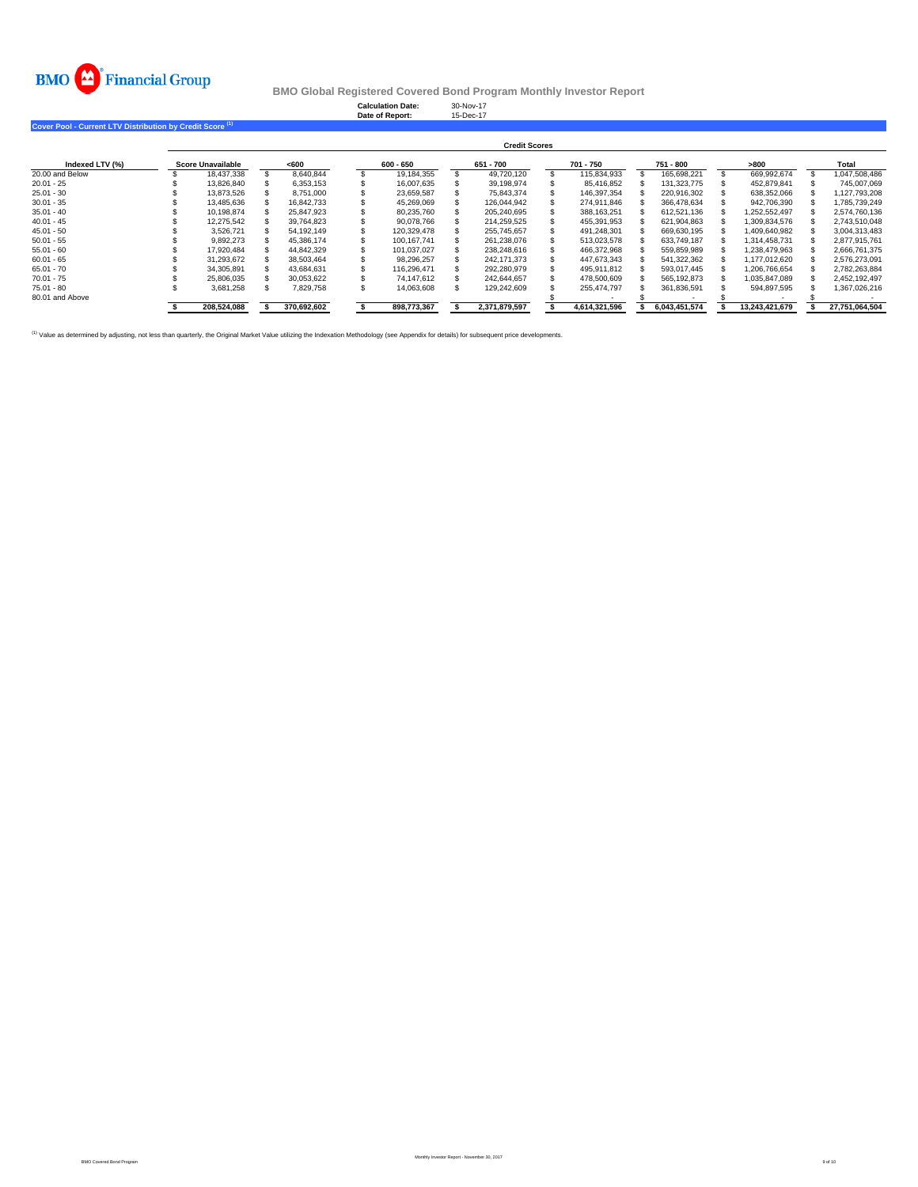BMO Financial Group

**BMO Global Registered Covered Bond Program Monthly Investor Report**

**Calculation Date:** 30-Nov-17
**Date of Report:** 15-Dec-17

## Cover Pool - Current LTV Distribution by Credit Score [(1)]

| | Credit Scores | | | | | | | | |
|---|---|---|---|---|---|---|---|---|---|
| **Indexed LTV (%)** | **Score Unavailable** | **<600** | **600 - 650** | **651 - 700** | **701 - 750** | **751 - 800** | **>800** | **Total** |
| 20.00 and Below | $ 18,437,338 | $ 8,640,844 | $ 19,184,355 | $ 49,720,120 | $ 115,834,933 | $ 165,698,221 | $ 669,992,674 | $ 1,047,508,486 |
| 20.01 - 25 | $ 13,826,840 | $ 6,353,153 | $ 16,007,635 | $ 39,198,974 | $ 85,416,852 | $ 131,323,775 | $ 452,879,841 | $ 745,007,069 |
| 25.01 - 30 | $ 13,873,526 | $ 8,751,000 | $ 23,659,587 | $ 75,843,374 | $ 146,397,354 | $ 220,916,302 | $ 638,352,066 | $ 1,127,793,208 |
| 30.01 - 35 | $ 13,485,636 | $ 16,842,733 | $ 45,269,069 | $ 126,044,942 | $ 274,911,846 | $ 366,478,634 | $ 942,706,390 | $ 1,785,739,249 |
| 35.01 - 40 | $ 10,198,874 | $ 25,847,923 | $ 80,235,760 | $ 205,240,695 | $ 388,163,251 | $ 612,521,136 | $ 1,252,552,497 | $ 2,574,760,136 |
| 40.01 - 45 | $ 12,275,542 | $ 39,764,823 | $ 90,078,766 | $ 214,259,525 | $ 455,391,953 | $ 621,904,863 | $ 1,309,834,576 | $ 2,743,510,048 |
| 45.01 - 50 | $ 3,526,721 | $ 54,192,149 | $ 120,329,478 | $ 255,745,657 | $ 491,248,301 | $ 669,630,195 | $ 1,409,640,982 | $ 3,004,313,483 |
| 50.01 - 55 | $ 9,892,273 | $ 45,386,174 | $ 100,167,741 | $ 261,238,076 | $ 513,023,578 | $ 633,749,187 | $ 1,314,458,731 | $ 2,877,915,761 |
| 55.01 - 60 | $ 17,920,484 | $ 44,842,329 | $ 101,037,027 | $ 238,248,616 | $ 466,372,968 | $ 559,859,989 | $ 1,238,479,963 | $ 2,666,761,375 |
| 60.01 - 65 | $ 31,293,672 | $ 38,503,464 | $ 98,296,257 | $ 242,171,373 | $ 447,673,343 | $ 541,322,362 | $ 1,177,012,620 | $ 2,576,273,091 |
| 65.01 - 70 | $ 34,305,891 | $ 43,684,631 | $ 116,296,471 | $ 292,280,979 | $ 495,911,812 | $ 593,017,445 | $ 1,206,766,654 | $ 2,782,263,884 |
| 70.01 - 75 | $ 25,806,035 | $ 30,053,622 | $ 74,147,612 | $ 242,644,657 | $ 478,500,609 | $ 565,192,873 | $ 1,035,847,089 | $ 2,452,192,497 |
| 75.01 - 80 | $ 3,681,258 | $ 7,829,758 | $ 14,063,608 | $ 129,242,609 | $ 255,474,797 | $ 361,836,591 | $ 594,897,595 | $ 1,367,026,216 |
| 80.01 and Above | | | | | $ - | $ - | $ - | $ - |
| | **$ 208,524,088** | **$ 370,692,602** | **$ 898,773,367** | **$ 2,371,879,597** | **$ 4,614,321,596** | **$ 6,043,451,574** | **$ 13,243,421,679** | **$ 27,751,064,504** |

[(1)] Value as determined by adjusting, not less than quarterly, the Original Market Value utilizing the Indexation Methodology (see Appendix for details) for subsequent price developments.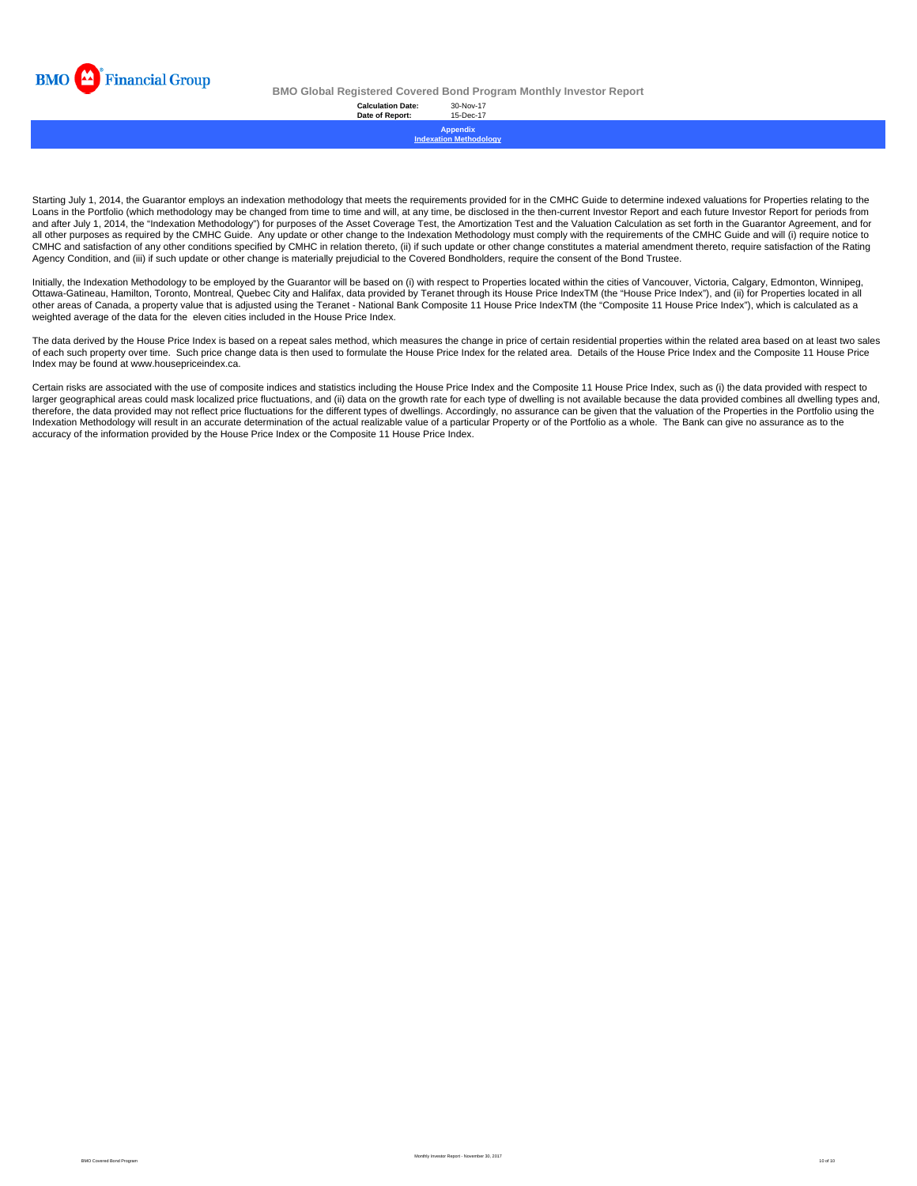BMO Global Registered Covered Bond Program Monthly Investor Report

**Calculation Date:** 30-Nov-17
**Date of Report:** 15-Dec-17

## Appendix
## Indexation Methodology

Starting July 1, 2014, the Guarantor employs an indexation methodology that meets the requirements provided for in the CMHC Guide to determine indexed valuations for Properties relating to the Loans in the Portfolio (which methodology may be changed from time to time and will, at any time, be disclosed in the then-current Investor Report and each future Investor Report for periods from and after July 1, 2014, the "Indexation Methodology") for purposes of the Asset Coverage Test, the Amortization Test and the Valuation Calculation as set forth in the Guarantor Agreement, and for all other purposes as required by the CMHC Guide. Any update or other change to the Indexation Methodology must comply with the requirements of the CMHC Guide and will (i) require notice to CMHC and satisfaction of any other conditions specified by CMHC in relation thereto, (ii) if such update or other change constitutes a material amendment thereto, require satisfaction of the Rating Agency Condition, and (iii) if such update or other change is materially prejudicial to the Covered Bondholders, require the consent of the Bond Trustee.

Initially, the Indexation Methodology to be employed by the Guarantor will be based on (i) with respect to Properties located within the cities of Vancouver, Victoria, Calgary, Edmonton, Winnipeg, Ottawa-Gatineau, Hamilton, Toronto, Montreal, Quebec City and Halifax, data provided by Teranet through its House Price IndexTM (the "House Price Index"), and (ii) for Properties located in all other areas of Canada, a property value that is adjusted using the Teranet - National Bank Composite 11 House Price IndexTM (the "Composite 11 House Price Index"), which is calculated as a weighted average of the data for the eleven cities included in the House Price Index.

The data derived by the House Price Index is based on a repeat sales method, which measures the change in price of certain residential properties within the related area based on at least two sales of each such property over time. Such price change data is then used to formulate the House Price Index for the related area. Details of the House Price Index and the Composite 11 House Price Index may be found at www.housepriceindex.ca.

Certain risks are associated with the use of composite indices and statistics including the House Price Index and the Composite 11 House Price Index, such as (i) the data provided with respect to larger geographical areas could mask localized price fluctuations, and (ii) data on the growth rate for each type of dwelling is not available because the data provided combines all dwelling types and, therefore, the data provided may not reflect price fluctuations for the different types of dwellings. Accordingly, no assurance can be given that the valuation of the Properties in the Portfolio using the Indexation Methodology will result in an accurate determination of the actual realizable value of a particular Property or of the Portfolio as a whole. The Bank can give no assurance as to the accuracy of the information provided by the House Price Index or the Composite 11 House Price Index.